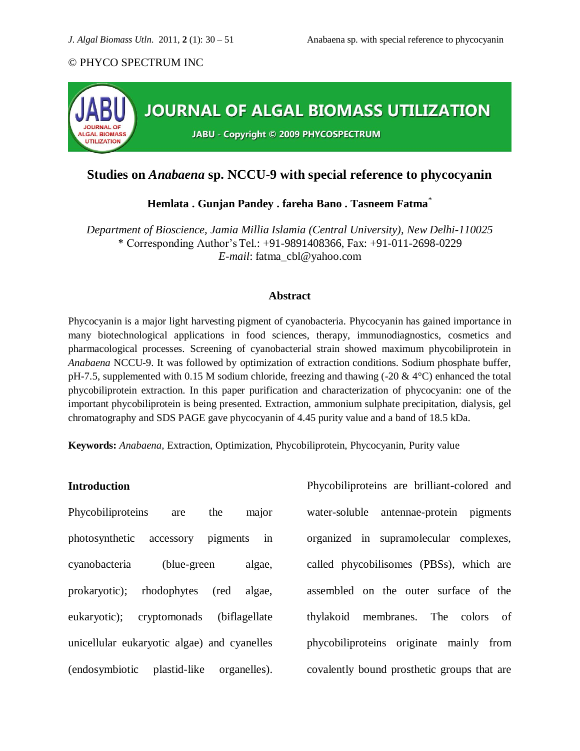© PHYCO SPECTRUM INC

JOURNAL OF ALGAL BIOMASS UTILIZATION

JABU - Copyright © 2009 PHYCOSPECTRUM

# Studies on *Anabaena* sp. NCCU-9 with special reference to phycocyanin

**Hemlata . Gunjan Pandey . fareha Bano . Tasneem Fatma[*]**

*Department of Bioscience, Jamia Millia Islamia (Central University), New Delhi-110025*
\* Corresponding Author's Tel.: +91-9891408366, Fax: +91-011-2698-0229
*E-mail*: fatma_cbl@yahoo.com

## Abstract

Phycocyanin is a major light harvesting pigment of cyanobacteria. Phycocyanin has gained importance in many biotechnological applications in food sciences, therapy, immunodiagnostics, cosmetics and pharmacological processes. Screening of cyanobacterial strain showed maximum phycobiliprotein in *Anabaena* NCCU-9. It was followed by optimization of extraction conditions. Sodium phosphate buffer, pH-7.5, supplemented with 0.15 M sodium chloride, freezing and thawing (-20 & 4°C) enhanced the total phycobiliprotein extraction. In this paper purification and characterization of phycocyanin: one of the important phycobiliprotein is being presented. Extraction, ammonium sulphate precipitation, dialysis, gel chromatography and SDS PAGE gave phycocyanin of 4.45 purity value and a band of 18.5 kDa.

**Keywords:** *Anabaena*, Extraction, Optimization, Phycobiliprotein, Phycocyanin, Purity value

## Introduction

Phycobiliproteins are the major photosynthetic accessory pigments in cyanobacteria (blue-green algae, prokaryotic); rhodophytes (red algae, eukaryotic); cryptomonads (biflagellate unicellular eukaryotic algae) and cyanelles (endosymbiotic plastid-like organelles). Phycobiliproteins are brilliant-colored and water-soluble antennae-protein pigments organized in supramolecular complexes, called phycobilisomes (PBSs), which are assembled on the outer surface of the thylakoid membranes. The colors of phycobiliproteins originate mainly from covalently bound prosthetic groups that are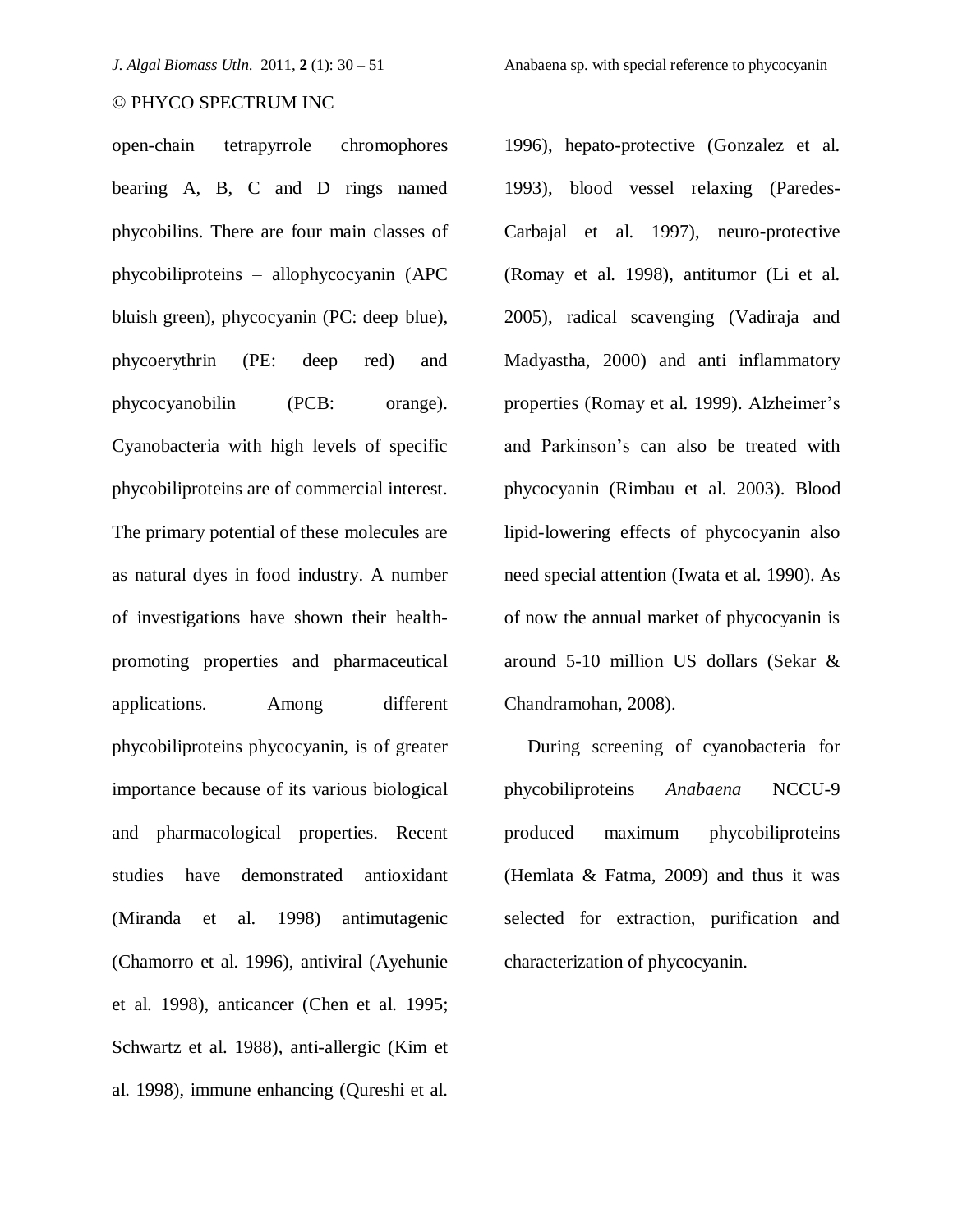open-chain tetrapyrrole chromophores bearing A, B, C and D rings named phycobilins. There are four main classes of phycobiliproteins – allophycocyanin (APC bluish green), phycocyanin (PC: deep blue), phycoerythrin (PE: deep red) and phycocyanobilin (PCB: orange). Cyanobacteria with high levels of specific phycobiliproteins are of commercial interest. The primary potential of these molecules are as natural dyes in food industry. A number of investigations have shown their health-promoting properties and pharmaceutical applications. Among different phycobiliproteins phycocyanin, is of greater importance because of its various biological and pharmacological properties. Recent studies have demonstrated antioxidant (Miranda et al. 1998) antimutagenic (Chamorro et al. 1996), antiviral (Ayehunie et al. 1998), anticancer (Chen et al. 1995; Schwartz et al. 1988), anti-allergic (Kim et al. 1998), immune enhancing (Qureshi et al. 1996), hepato-protective (Gonzalez et al. 1993), blood vessel relaxing (Paredes-Carbajal et al. 1997), neuro-protective (Romay et al. 1998), antitumor (Li et al. 2005), radical scavenging (Vadiraja and Madyastha, 2000) and anti inflammatory properties (Romay et al. 1999). Alzheimer's and Parkinson's can also be treated with phycocyanin (Rimbau et al. 2003). Blood lipid-lowering effects of phycocyanin also need special attention (Iwata et al. 1990). As of now the annual market of phycocyanin is around 5-10 million US dollars (Sekar & Chandramohan, 2008).

During screening of cyanobacteria for phycobiliproteins *Anabaena* NCCU-9 produced maximum phycobiliproteins (Hemlata & Fatma, 2009) and thus it was selected for extraction, purification and characterization of phycocyanin.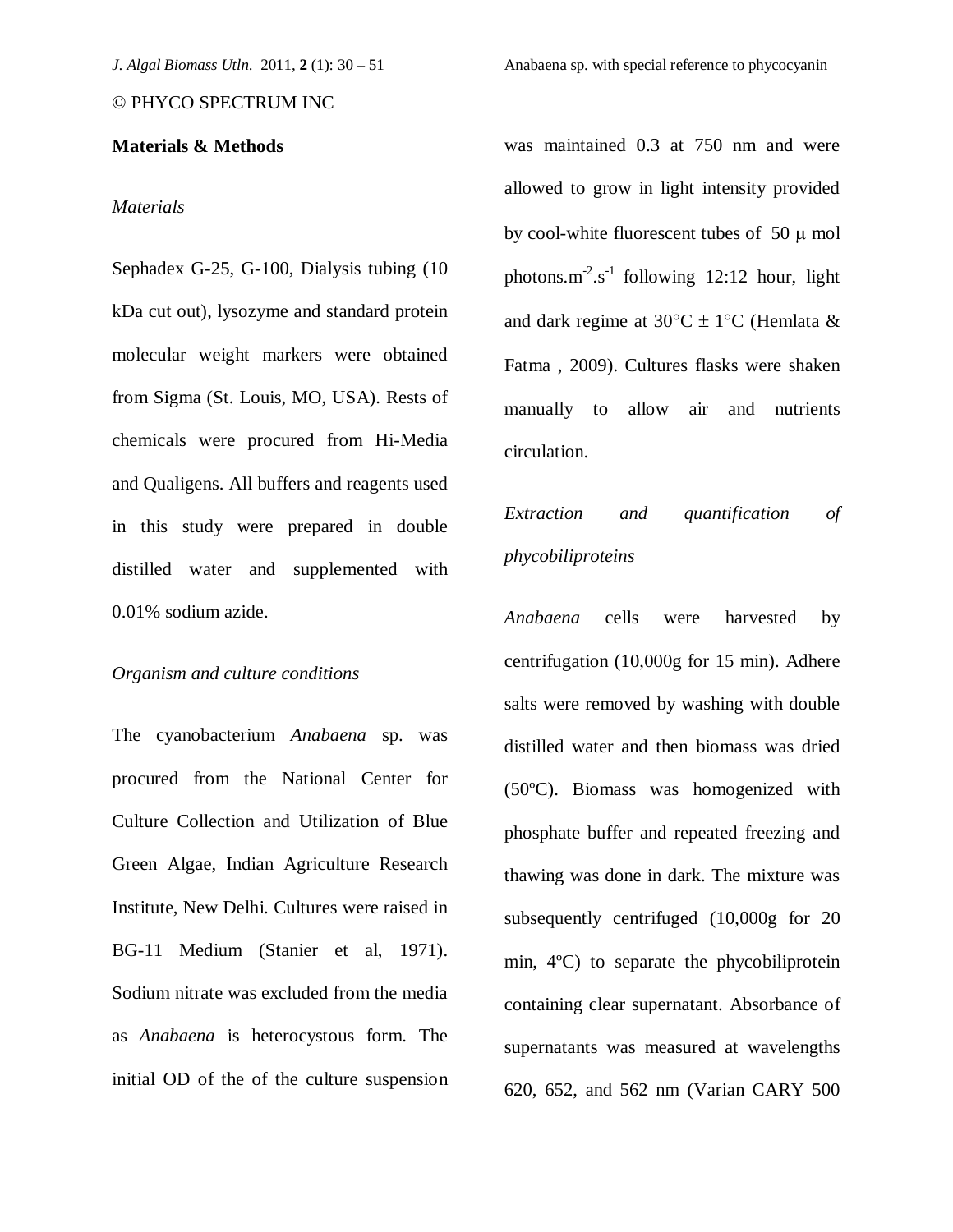## Materials & Methods

### *Materials*

Sephadex G-25, G-100, Dialysis tubing (10 kDa cut out), lysozyme and standard protein molecular weight markers were obtained from Sigma (St. Louis, MO, USA). Rests of chemicals were procured from Hi-Media and Qualigens. All buffers and reagents used in this study were prepared in double distilled water and supplemented with 0.01% sodium azide.

### *Organism and culture conditions*

The cyanobacterium *Anabaena* sp. was procured from the National Center for Culture Collection and Utilization of Blue Green Algae, Indian Agriculture Research Institute, New Delhi. Cultures were raised in BG-11 Medium (Stanier et al, 1971). Sodium nitrate was excluded from the media as *Anabaena* is heterocystous form. The initial OD of the of the culture suspension was maintained 0.3 at 750 nm and were allowed to grow in light intensity provided by cool-white fluorescent tubes of 50 $\mu$ mol photons.$m^{-2}$.$s^{-1}$ following 12:12 hour, light and dark regime at 30°C ± 1°C (Hemlata & Fatma , 2009). Cultures flasks were shaken manually to allow air and nutrients circulation.

### *Extraction and quantification of phycobiliproteins*

*Anabaena* cells were harvested by centrifugation (10,000g for 15 min). Adhere salts were removed by washing with double distilled water and then biomass was dried (50ºC). Biomass was homogenized with phosphate buffer and repeated freezing and thawing was done in dark. The mixture was subsequently centrifuged (10,000g for 20 min, 4ºC) to separate the phycobiliprotein containing clear supernatant. Absorbance of supernatants was measured at wavelengths 620, 652, and 562 nm (Varian CARY 500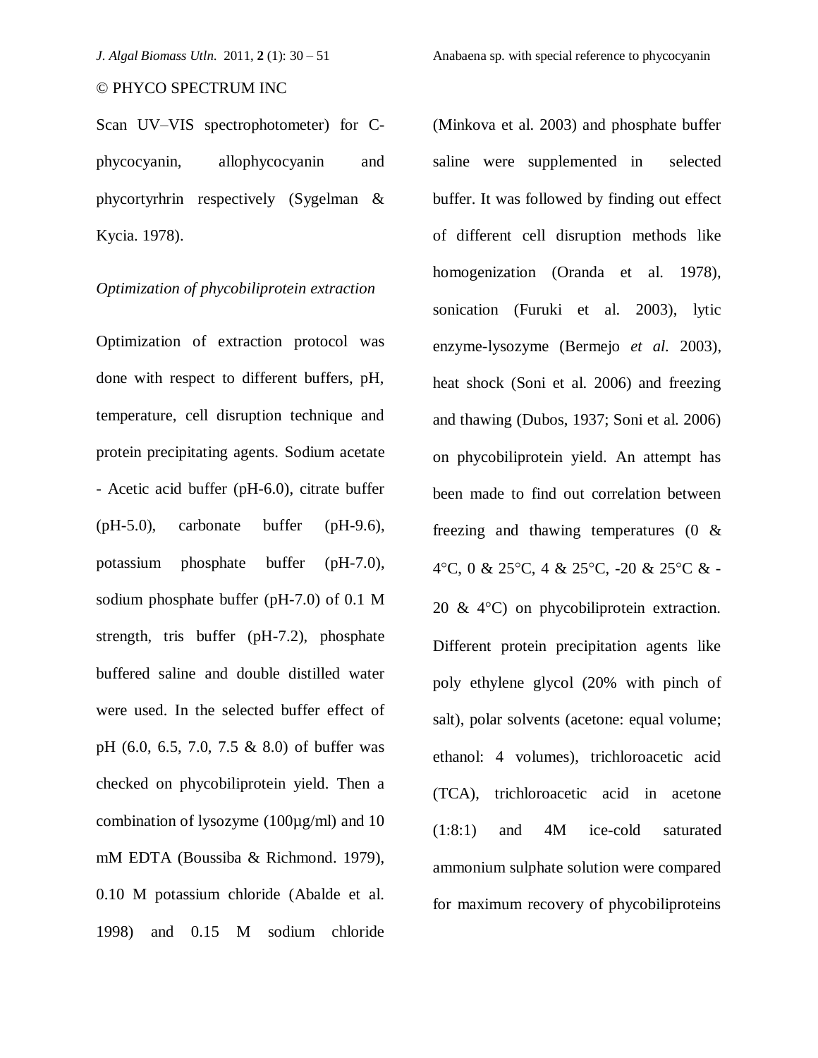Scan UV–VIS spectrophotometer) for C-phycocyanin, allophycocyanin and phycortyrhrin respectively (Sygelman & Kycia. 1978).

*Optimization of phycobiliprotein extraction*

Optimization of extraction protocol was done with respect to different buffers, pH, temperature, cell disruption technique and protein precipitating agents. Sodium acetate - Acetic acid buffer (pH-6.0), citrate buffer (pH-5.0), carbonate buffer (pH-9.6), potassium phosphate buffer (pH-7.0), sodium phosphate buffer (pH-7.0) of 0.1 M strength, tris buffer (pH-7.2), phosphate buffered saline and double distilled water were used. In the selected buffer effect of pH (6.0, 6.5, 7.0, 7.5 & 8.0) of buffer was checked on phycobiliprotein yield. Then a combination of lysozyme (100µg/ml) and 10 mM EDTA (Boussiba & Richmond. 1979), 0.10 M potassium chloride (Abalde et al. 1998) and 0.15 M sodium chloride (Minkova et al. 2003) and phosphate buffer saline were supplemented in selected buffer. It was followed by finding out effect of different cell disruption methods like homogenization (Oranda et al. 1978), sonication (Furuki et al. 2003), lytic enzyme-lysozyme (Bermejo *et al.* 2003), heat shock (Soni et al. 2006) and freezing and thawing (Dubos, 1937; Soni et al. 2006) on phycobiliprotein yield. An attempt has been made to find out correlation between freezing and thawing temperatures (0 & 4°C, 0 & 25°C, 4 & 25°C, -20 & 25°C & -20 & 4°C) on phycobiliprotein extraction. Different protein precipitation agents like poly ethylene glycol (20% with pinch of salt), polar solvents (acetone: equal volume; ethanol: 4 volumes), trichloroacetic acid (TCA), trichloroacetic acid in acetone (1:8:1) and 4M ice-cold saturated ammonium sulphate solution were compared for maximum recovery of phycobiliproteins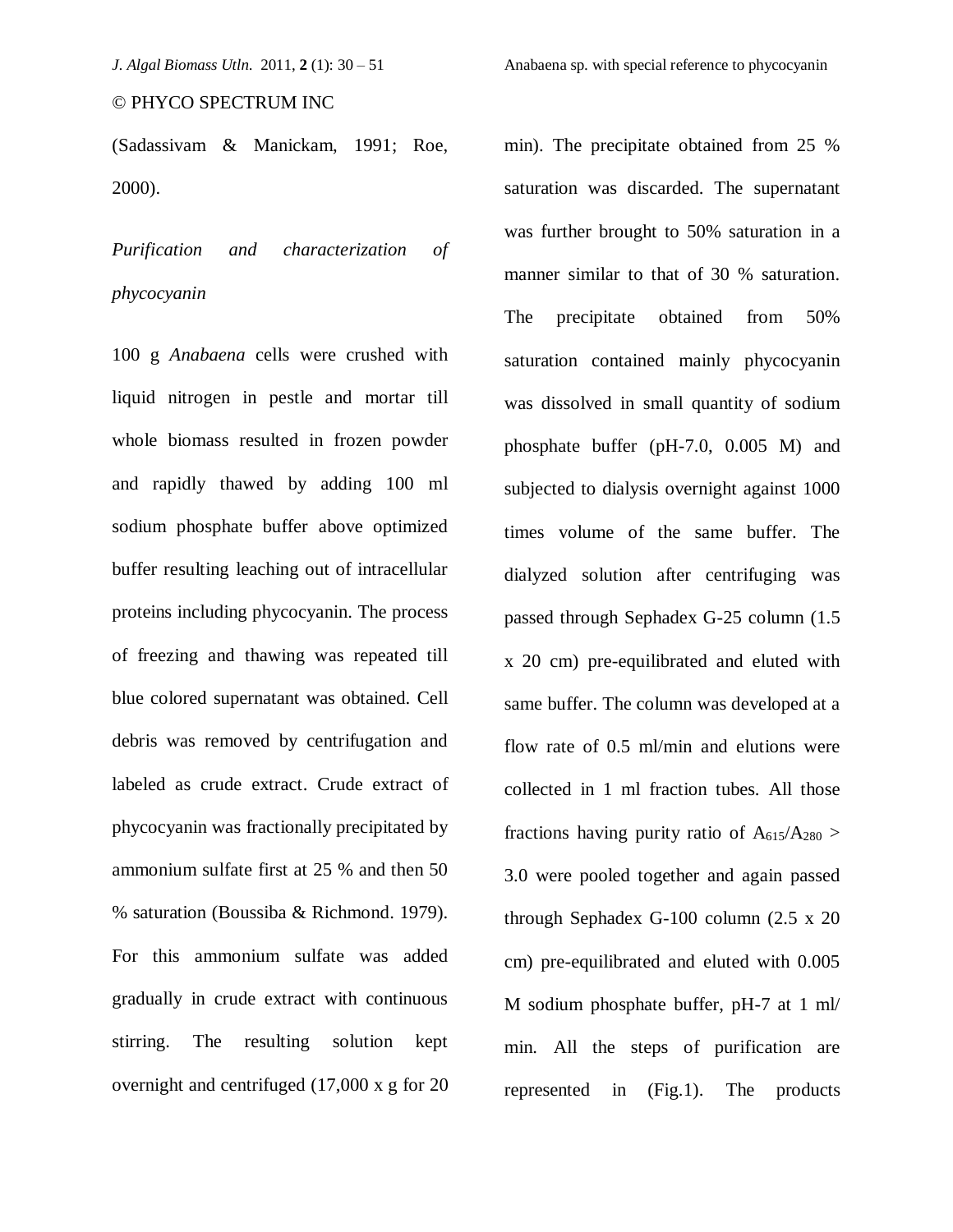(Sadassivam & Manickam, 1991; Roe, 2000).

*Purification and characterization of phycocyanin*

100 g *Anabaena* cells were crushed with liquid nitrogen in pestle and mortar till whole biomass resulted in frozen powder and rapidly thawed by adding 100 ml sodium phosphate buffer above optimized buffer resulting leaching out of intracellular proteins including phycocyanin. The process of freezing and thawing was repeated till blue colored supernatant was obtained. Cell debris was removed by centrifugation and labeled as crude extract. Crude extract of phycocyanin was fractionally precipitated by ammonium sulfate first at 25 % and then 50 % saturation (Boussiba & Richmond. 1979). For this ammonium sulfate was added gradually in crude extract with continuous stirring. The resulting solution kept overnight and centrifuged (17,000 x g for 20 min). The precipitate obtained from 25 % saturation was discarded. The supernatant was further brought to 50% saturation in a manner similar to that of 30 % saturation. The precipitate obtained from 50% saturation contained mainly phycocyanin was dissolved in small quantity of sodium phosphate buffer (pH-7.0, 0.005 M) and subjected to dialysis overnight against 1000 times volume of the same buffer. The dialyzed solution after centrifuging was passed through Sephadex G-25 column (1.5 x 20 cm) pre-equilibrated and eluted with same buffer. The column was developed at a flow rate of 0.5 ml/min and elutions were collected in 1 ml fraction tubes. All those fractions having purity ratio of $A_{615}/A_{280}$ > 3.0 were pooled together and again passed through Sephadex G-100 column (2.5 x 20 cm) pre-equilibrated and eluted with 0.005 M sodium phosphate buffer, pH-7 at 1 ml/ min. All the steps of purification are represented in (Fig.1). The products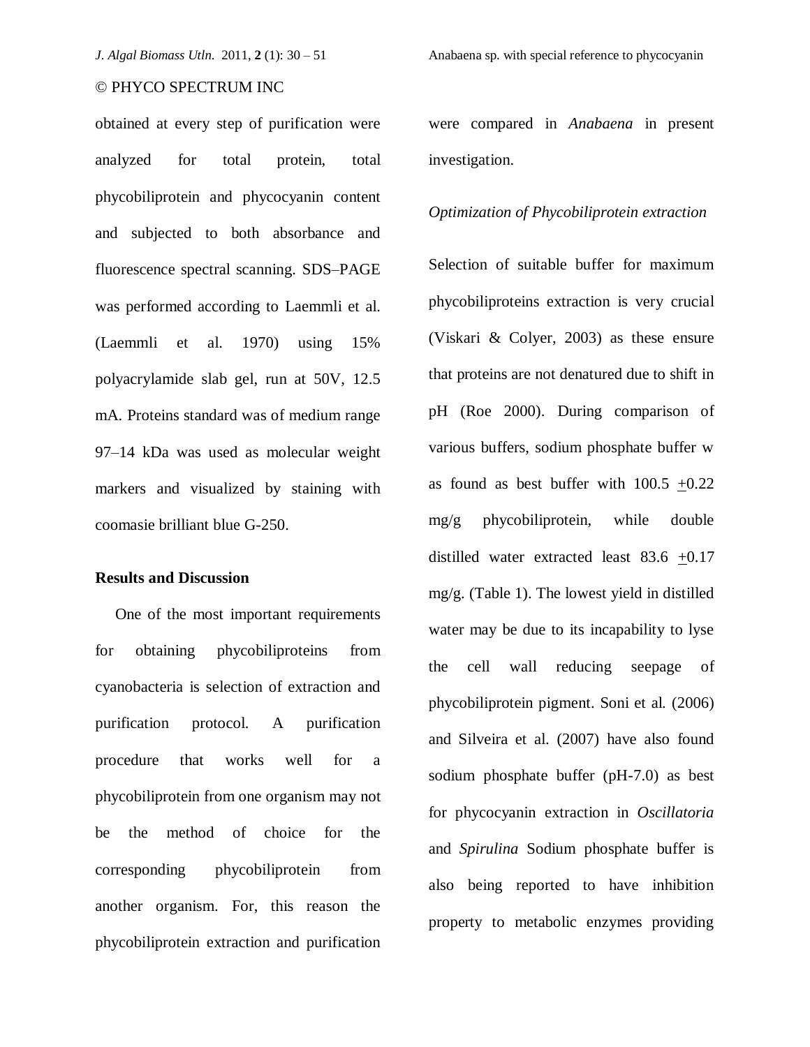obtained at every step of purification were analyzed for total protein, total phycobiliprotein and phycocyanin content and subjected to both absorbance and fluorescence spectral scanning. SDS–PAGE was performed according to Laemmli et al. (Laemmli et al. 1970) using 15% polyacrylamide slab gel, run at 50V, 12.5 mA. Proteins standard was of medium range 97–14 kDa was used as molecular weight markers and visualized by staining with coomasie brilliant blue G-250.

## Results and Discussion

One of the most important requirements for obtaining phycobiliproteins from cyanobacteria is selection of extraction and purification protocol. A purification procedure that works well for a phycobiliprotein from one organism may not be the method of choice for the corresponding phycobiliprotein from another organism. For, this reason the phycobiliprotein extraction and purification were compared in *Anabaena* in present investigation.

*Optimization of Phycobiliprotein extraction*

Selection of suitable buffer for maximum phycobiliproteins extraction is very crucial (Viskari & Colyer, 2003) as these ensure that proteins are not denatured due to shift in pH (Roe 2000). During comparison of various buffers, sodium phosphate buffer w as found as best buffer with 100.5 $\pm$0.22 mg/g phycobiliprotein, while double distilled water extracted least 83.6 $\pm$0.17 mg/g. (Table 1). The lowest yield in distilled water may be due to its incapability to lyse the cell wall reducing seepage of phycobiliprotein pigment. Soni et al. (2006) and Silveira et al. (2007) have also found sodium phosphate buffer (pH-7.0) as best for phycocyanin extraction in *Oscillatoria* and *Spirulina* Sodium phosphate buffer is also being reported to have inhibition property to metabolic enzymes providing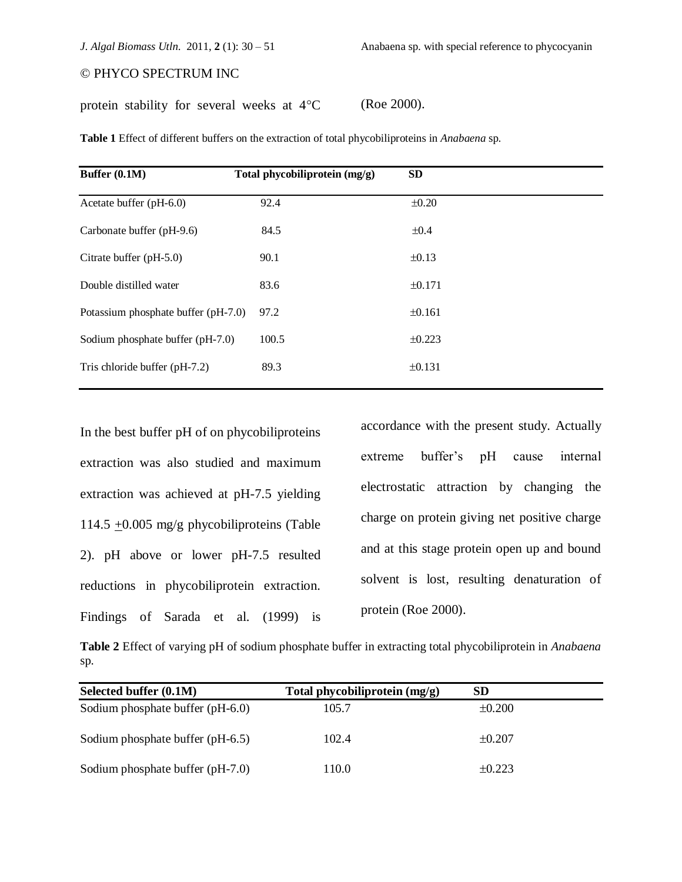protein stability for several weeks at 4°C (Roe 2000).

**Table 1** Effect of different buffers on the extraction of total phycobiliproteins in *Anabaena* sp.

| Buffer (0.1M) | Total phycobiliprotein (mg/g) | SD |
|---|---|---|
| Acetate buffer (pH-6.0) | 92.4 | ±0.20 |
| Carbonate buffer (pH-9.6) | 84.5 | ±0.4 |
| Citrate buffer (pH-5.0) | 90.1 | ±0.13 |
| Double distilled water | 83.6 | ±0.171 |
| Potassium phosphate buffer (pH-7.0) | 97.2 | ±0.161 |
| Sodium phosphate buffer (pH-7.0) | 100.5 | ±0.223 |
| Tris chloride buffer (pH-7.2) | 89.3 | ±0.131 |

In the best buffer pH of on phycobiliproteins extraction was also studied and maximum extraction was achieved at pH-7.5 yielding 114.5 ±0.005 mg/g phycobiliproteins (Table 2). pH above or lower pH-7.5 resulted reductions in phycobiliprotein extraction. Findings of Sarada et al. (1999) is accordance with the present study. Actually extreme buffer's pH cause internal electrostatic attraction by changing the charge on protein giving net positive charge and at this stage protein open up and bound solvent is lost, resulting denaturation of protein (Roe 2000).

**Table 2** Effect of varying pH of sodium phosphate buffer in extracting total phycobiliprotein in *Anabaena* sp.

| Selected buffer (0.1M) | Total phycobiliprotein (mg/g) | SD |
|---|---|---|
| Sodium phosphate buffer (pH-6.0) | 105.7 | ±0.200 |
| Sodium phosphate buffer (pH-6.5) | 102.4 | ±0.207 |
| Sodium phosphate buffer (pH-7.0) | 110.0 | ±0.223 |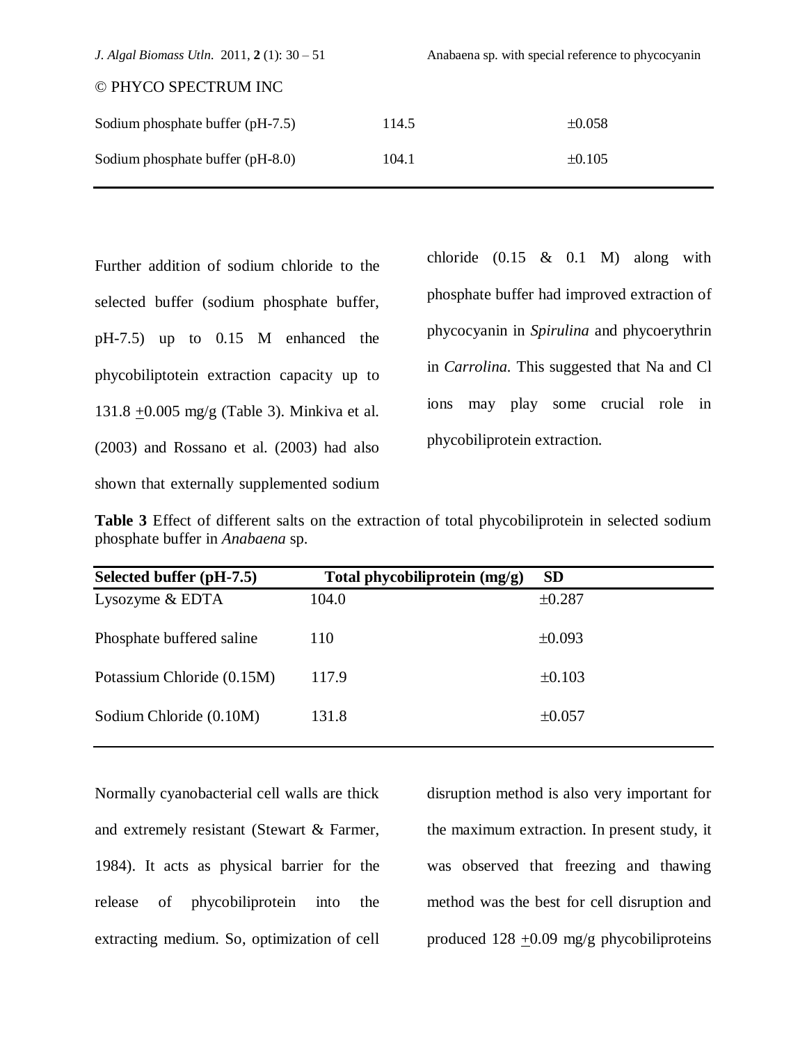| | | |
|---|---|---|
| Sodium phosphate buffer (pH-7.5) | 114.5 | ±0.058 |
| Sodium phosphate buffer (pH-8.0) | 104.1 | ±0.105 |

Further addition of sodium chloride to the selected buffer (sodium phosphate buffer, pH-7.5) up to 0.15 M enhanced the phycobiliptotein extraction capacity up to 131.8 ±0.005 mg/g (Table 3). Minkiva et al. (2003) and Rossano et al. (2003) had also shown that externally supplemented sodium chloride (0.15 & 0.1 M) along with phosphate buffer had improved extraction of phycocyanin in *Spirulina* and phycoerythrin in *Carrolina*. This suggested that Na and Cl ions may play some crucial role in phycobiliprotein extraction.

**Table 3** Effect of different salts on the extraction of total phycobiliprotein in selected sodium phosphate buffer in *Anabaena* sp.

| Selected buffer (pH-7.5) | Total phycobiliprotein (mg/g) | SD |
|---|---|---|
| Lysozyme & EDTA | 104.0 | ±0.287 |
| Phosphate buffered saline | 110 | ±0.093 |
| Potassium Chloride (0.15M) | 117.9 | ±0.103 |
| Sodium Chloride (0.10M) | 131.8 | ±0.057 |

Normally cyanobacterial cell walls are thick and extremely resistant (Stewart & Farmer, 1984). It acts as physical barrier for the release of phycobiliprotein into the extracting medium. So, optimization of cell disruption method is also very important for the maximum extraction. In present study, it was observed that freezing and thawing method was the best for cell disruption and produced 128 ±0.09 mg/g phycobiliproteins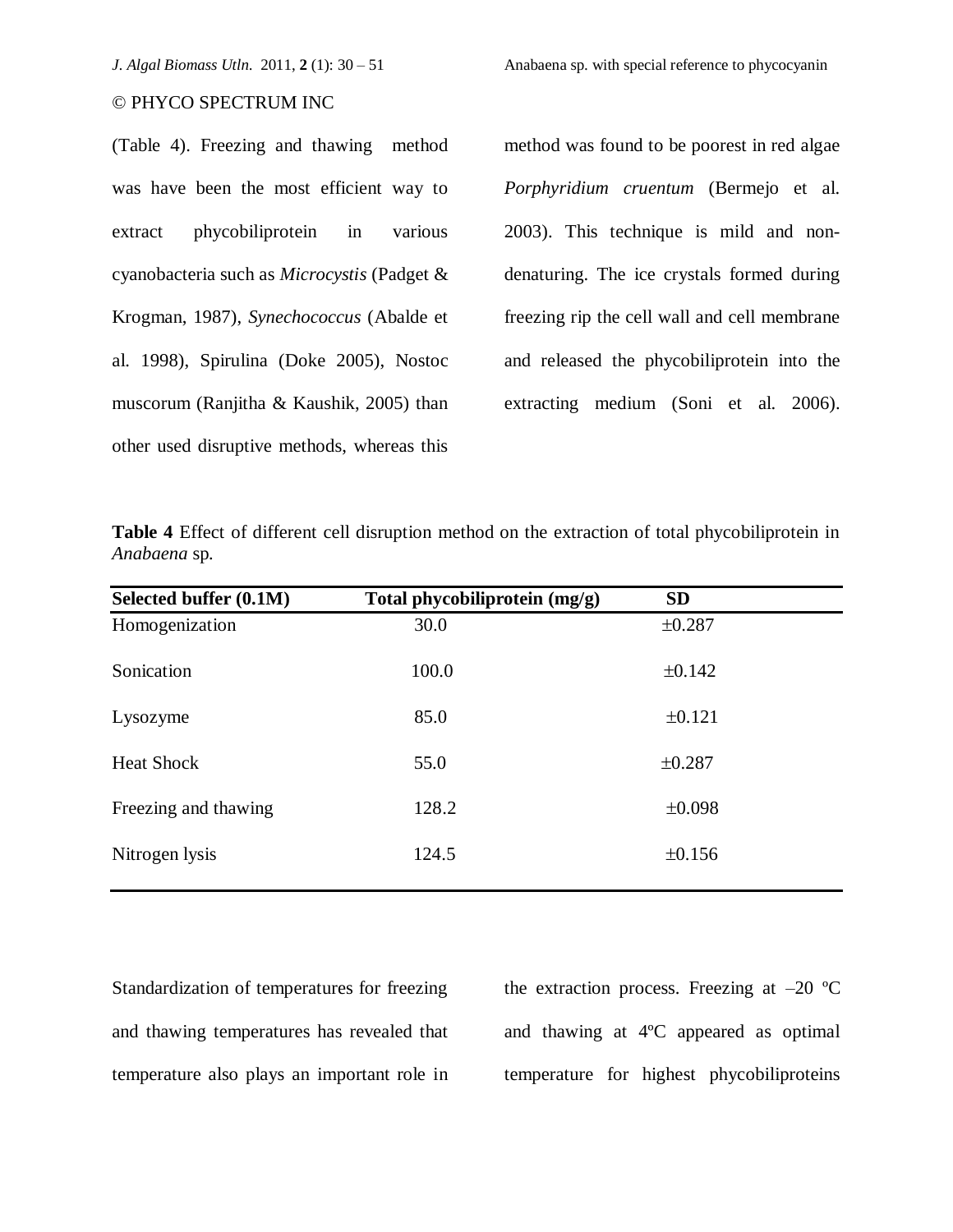(Table 4). Freezing and thawing method was have been the most efficient way to extract phycobiliprotein in various cyanobacteria such as *Microcystis* (Padget & Krogman, 1987), *Synechococcus* (Abalde et al. 1998), Spirulina (Doke 2005), Nostoc muscorum (Ranjitha & Kaushik, 2005) than other used disruptive methods, whereas this method was found to be poorest in red algae *Porphyridium cruentum* (Bermejo et al. 2003). This technique is mild and non-denaturing. The ice crystals formed during freezing rip the cell wall and cell membrane and released the phycobiliprotein into the extracting medium (Soni et al. 2006).

**Table 4** Effect of different cell disruption method on the extraction of total phycobiliprotein in *Anabaena* sp.

| Selected buffer (0.1M) | Total phycobiliprotein (mg/g) | SD |
|---|---|---|
| Homogenization | 30.0 | ±0.287 |
| Sonication | 100.0 | ±0.142 |
| Lysozyme | 85.0 | ±0.121 |
| Heat Shock | 55.0 | ±0.287 |
| Freezing and thawing | 128.2 | ±0.098 |
| Nitrogen lysis | 124.5 | ±0.156 |

Standardization of temperatures for freezing and thawing temperatures has revealed that temperature also plays an important role in the extraction process. Freezing at –20 ºC and thawing at 4ºC appeared as optimal temperature for highest phycobiliproteins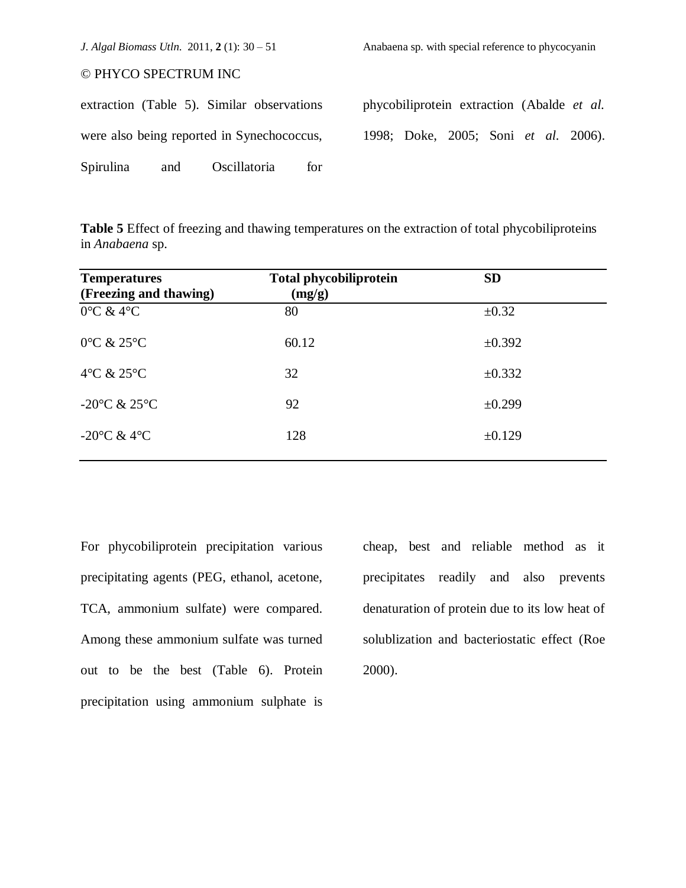extraction (Table 5). Similar observations were also being reported in Synechococcus, Spirulina and Oscillatoria for phycobiliprotein extraction (Abalde *et al.* 1998; Doke, 2005; Soni *et al.* 2006).

**Table 5** Effect of freezing and thawing temperatures on the extraction of total phycobiliproteins in *Anabaena* sp.

| Temperatures (Freezing and thawing) | Total phycobiliprotein (mg/g) | SD |
|---|---|---|
| 0°C & 4°C | 80 | ±0.32 |
| 0°C & 25°C | 60.12 | ±0.392 |
| 4°C & 25°C | 32 | ±0.332 |
| -20°C & 25°C | 92 | ±0.299 |
| -20°C & 4°C | 128 | ±0.129 |

For phycobiliprotein precipitation various precipitating agents (PEG, ethanol, acetone, TCA, ammonium sulfate) were compared. Among these ammonium sulfate was turned out to be the best (Table 6). Protein precipitation using ammonium sulphate is cheap, best and reliable method as it precipitates readily and also prevents denaturation of protein due to its low heat of solublization and bacteriostatic effect (Roe 2000).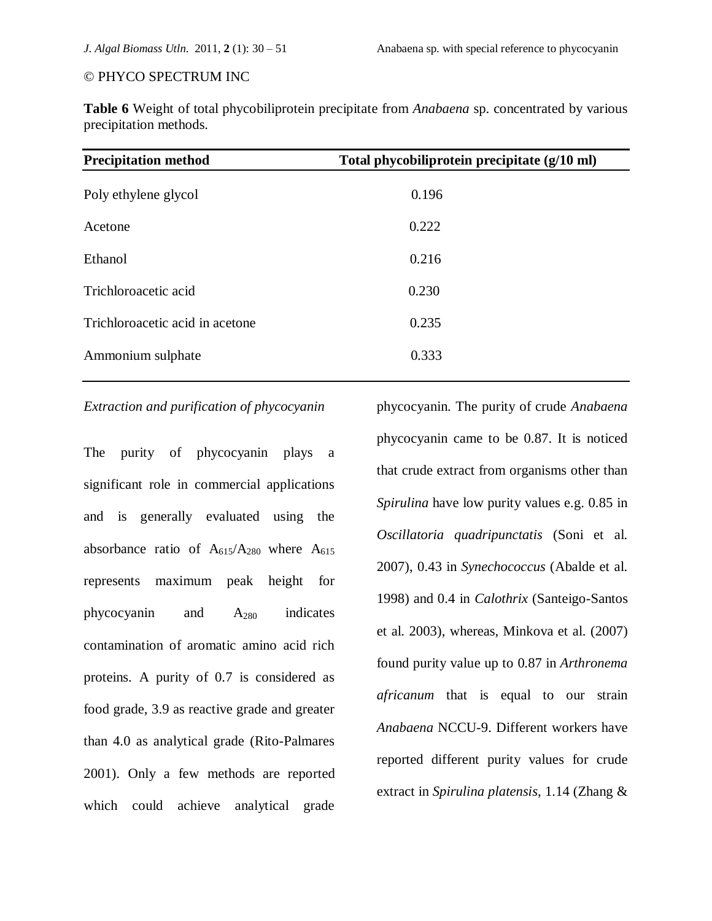**Table 6** Weight of total phycobiliprotein precipitate from *Anabaena* sp. concentrated by various precipitation methods.

| Precipitation method | Total phycobiliprotein precipitate (g/10 ml) |
|---|---|
| Poly ethylene glycol | 0.196 |
| Acetone | 0.222 |
| Ethanol | 0.216 |
| Trichloroacetic acid | 0.230 |
| Trichloroacetic acid in acetone | 0.235 |
| Ammonium sulphate | 0.333 |

*Extraction and purification of phycocyanin*

The purity of phycocyanin plays a significant role in commercial applications and is generally evaluated using the absorbance ratio of $A_{615}/A_{280}$ where $A_{615}$ represents maximum peak height for phycocyanin and $A_{280}$ indicates contamination of aromatic amino acid rich proteins. A purity of 0.7 is considered as food grade, 3.9 as reactive grade and greater than 4.0 as analytical grade (Rito-Palmares 2001). Only a few methods are reported which could achieve analytical grade phycocyanin. The purity of crude *Anabaena* phycocyanin came to be 0.87. It is noticed that crude extract from organisms other than *Spirulina* have low purity values e.g. 0.85 in *Oscillatoria quadripunctatis* (Soni et al. 2007), 0.43 in *Synechococcus* (Abalde et al. 1998) and 0.4 in *Calothrix* (Santeigo-Santos et al. 2003), whereas, Minkova et al. (2007) found purity value up to 0.87 in *Arthronema africanum* that is equal to our strain *Anabaena* NCCU-9. Different workers have reported different purity values for crude extract in *Spirulina platensis*, 1.14 (Zhang &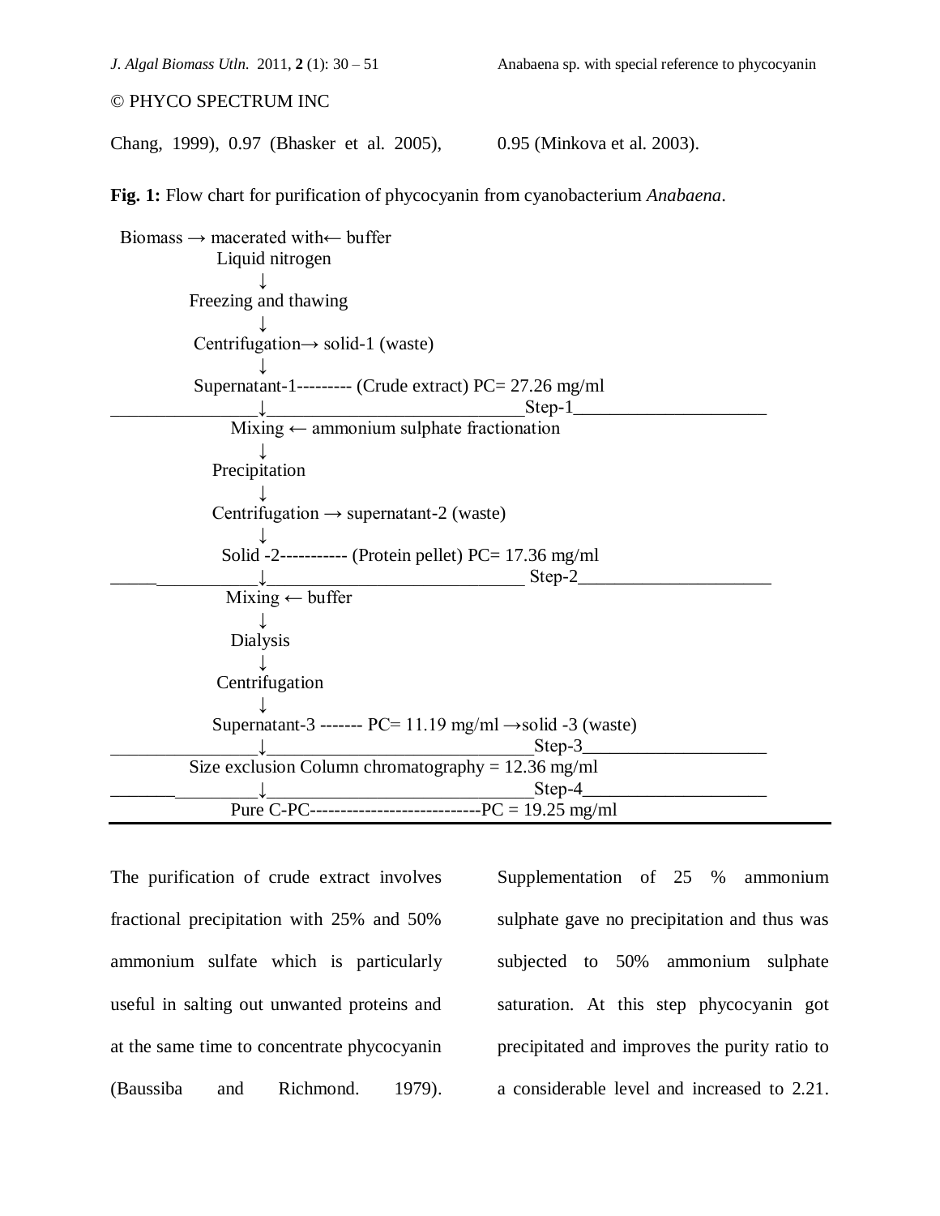Chang, 1999), 0.97 (Bhasker et al. 2005), 0.95 (Minkova et al. 2003).

**Fig. 1:** Flow chart for purification of phycocyanin from cyanobacterium *Anabaena*.

```
Biomass → macerated with← buffer
          Liquid nitrogen
               ↓
        Freezing and thawing
               ↓
        Centrifugation→ solid-1 (waste)
               ↓
        Supernatant-1--------- (Crude extract) PC= 27.26 mg/ml
_______________↓____________________________Step-1____________________
           Mixing ← ammonium sulphate fractionation
               ↓
          Precipitation
               ↓
          Centrifugation → supernatant-2 (waste)
               ↓
           Solid -2----------- (Protein pellet) PC= 17.36 mg/ml
_______________↓____________________________ Step-2____________________
          Mixing ← buffer
               ↓
           Dialysis
               ↓
          Centrifugation
               ↓
          Supernatant-3 ------- PC= 11.19 mg/ml →solid -3 (waste)
_______________↓____________________________Step-3___________________
     Size exclusion Column chromatography = 12.36 mg/ml
_______________↓____________________________Step-4___________________
           Pure C-PC---------------------------PC = 19.25 mg/ml
```

The purification of crude extract involves fractional precipitation with 25% and 50% ammonium sulfate which is particularly useful in salting out unwanted proteins and at the same time to concentrate phycocyanin (Baussiba and Richmond. 1979). Supplementation of 25 % ammonium sulphate gave no precipitation and thus was subjected to 50% ammonium sulphate saturation. At this step phycocyanin got precipitated and improves the purity ratio to a considerable level and increased to 2.21.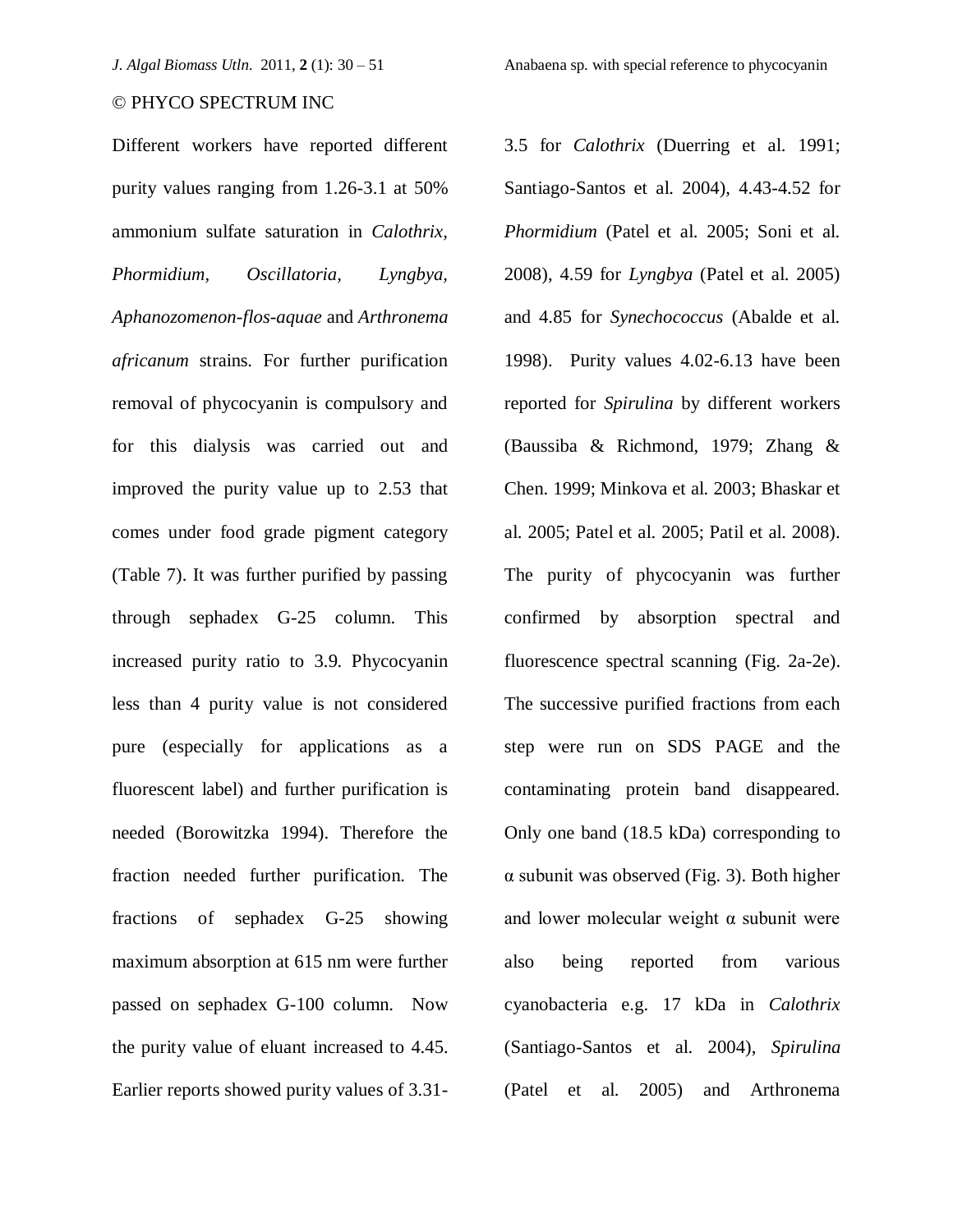Different workers have reported different purity values ranging from 1.26-3.1 at 50% ammonium sulfate saturation in *Calothrix, Phormidium, Oscillatoria, Lyngbya, Aphanozomenon-flos-aquae* and *Arthronema africanum* strains. For further purification removal of phycocyanin is compulsory and for this dialysis was carried out and improved the purity value up to 2.53 that comes under food grade pigment category (Table 7). It was further purified by passing through sephadex G-25 column. This increased purity ratio to 3.9. Phycocyanin less than 4 purity value is not considered pure (especially for applications as a fluorescent label) and further purification is needed (Borowitzka 1994). Therefore the fraction needed further purification. The fractions of sephadex G-25 showing maximum absorption at 615 nm were further passed on sephadex G-100 column. Now the purity value of eluant increased to 4.45. Earlier reports showed purity values of 3.31-3.5 for *Calothrix* (Duerring et al. 1991; Santiago-Santos et al. 2004), 4.43-4.52 for *Phormidium* (Patel et al. 2005; Soni et al. 2008), 4.59 for *Lyngbya* (Patel et al. 2005) and 4.85 for *Synechococcus* (Abalde et al. 1998). Purity values 4.02-6.13 have been reported for *Spirulina* by different workers (Baussiba & Richmond, 1979; Zhang & Chen. 1999; Minkova et al. 2003; Bhaskar et al. 2005; Patel et al. 2005; Patil et al. 2008). The purity of phycocyanin was further confirmed by absorption spectral and fluorescence spectral scanning (Fig. 2a-2e). The successive purified fractions from each step were run on SDS PAGE and the contaminating protein band disappeared. Only one band (18.5 kDa) corresponding to α subunit was observed (Fig. 3). Both higher and lower molecular weight α subunit were also being reported from various cyanobacteria e.g. 17 kDa in *Calothrix* (Santiago-Santos et al. 2004), *Spirulina* (Patel et al. 2005) and Arthronema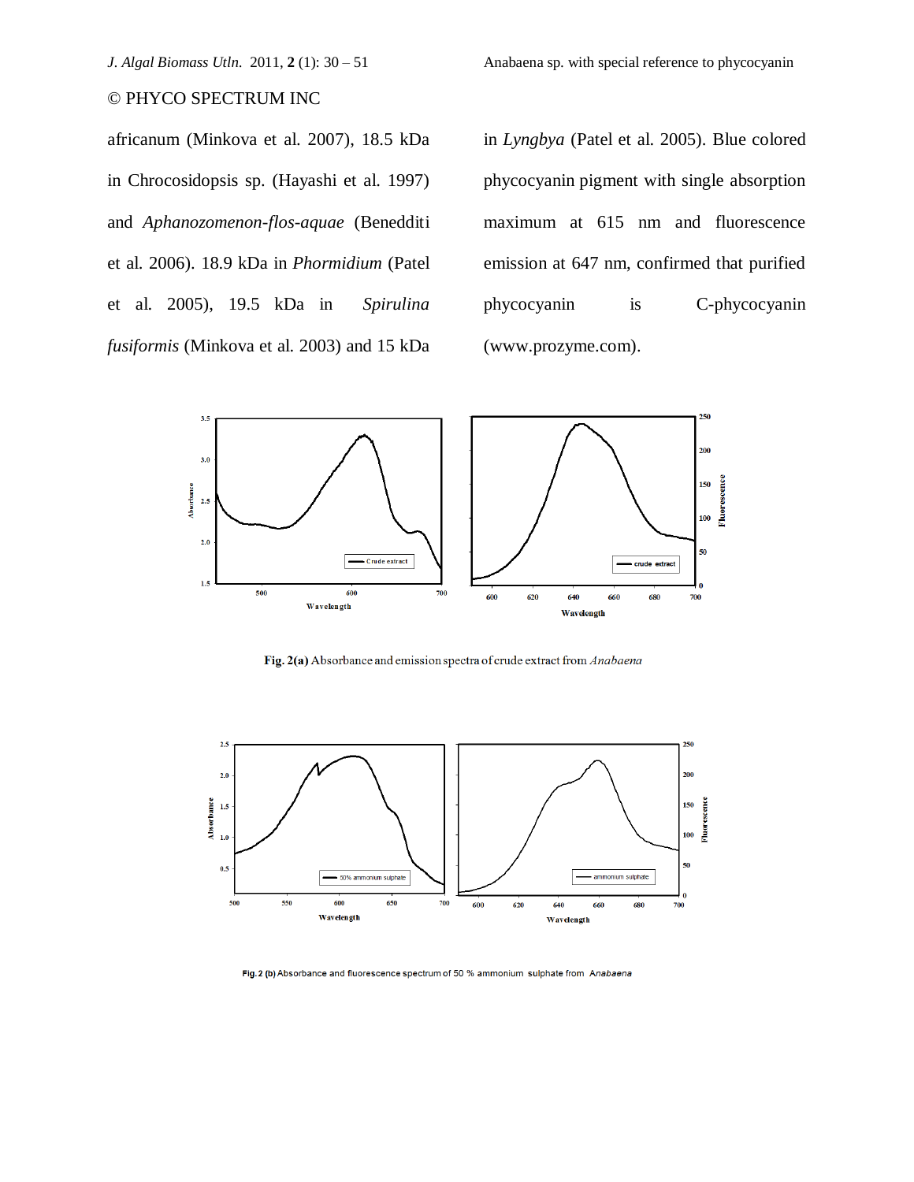africanum (Minkova et al. 2007), 18.5 kDa in Chrocosidopsis sp. (Hayashi et al. 1997) and *Aphanozomenon-flos-aquae* (Beneddití et al. 2006). 18.9 kDa in *Phormidium* (Patel et al. 2005), 19.5 kDa in *Spirulina fusiformis* (Minkova et al. 2003) and 15 kDa in *Lyngbya* (Patel et al. 2005). Blue colored phycocyanin pigment with single absorption maximum at 615 nm and fluorescence emission at 647 nm, confirmed that purified phycocyanin is C-phycocyanin (www.prozyme.com).

**Fig. 2(a)** Absorbance and emission spectra of crude extract from *Anabaena*

**Fig. 2 (b)** Absorbance and fluorescence spectrum of 50 % ammonium sulphate from *Anabaena*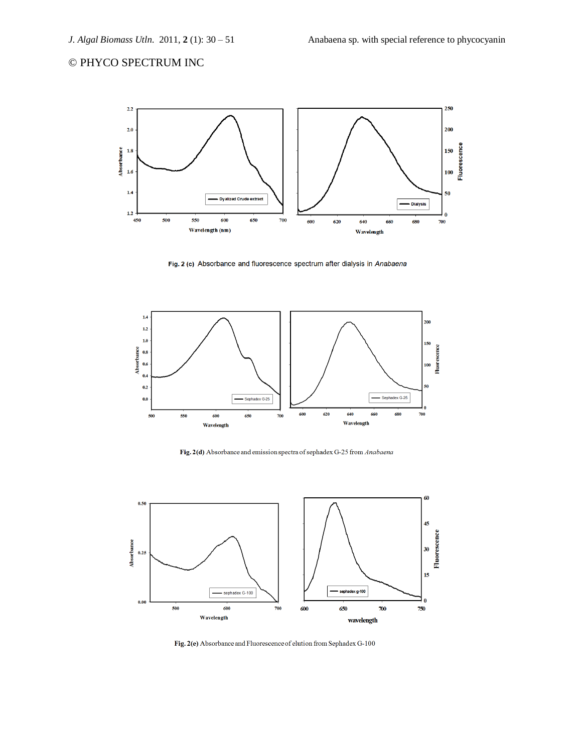**Fig. 2 (c)** Absorbance and fluorescence spectrum after dialysis in *Anabaena*

**Fig. 2(d)** Absorbance and emission spectra of sephadex G-25 from *Anabaena*

**Fig. 2(e)** Absorbance and Fluorescence of elution from Sephadex G-100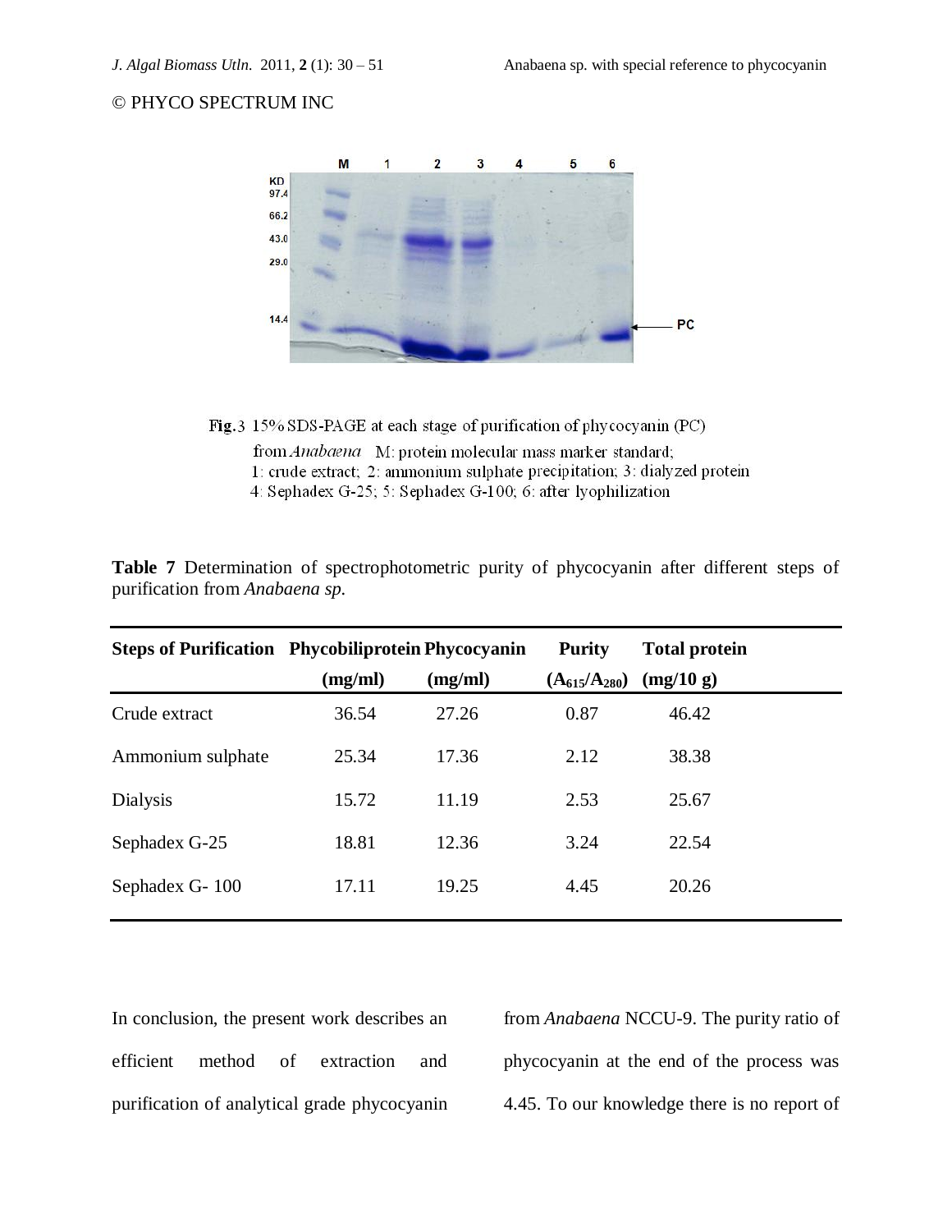**Fig.**3 15% SDS-PAGE at each stage of purification of phycocyanin (PC) from *Anabaena* M: protein molecular mass marker standard; 1: crude extract; 2: ammonium sulphate precipitation; 3: dialyzed protein 4: Sephadex G-25; 5: Sephadex G-100; 6: after lyophilization

**Table 7** Determination of spectrophotometric purity of phycocyanin after different steps of purification from *Anabaena sp.*

| Steps of Purification | Phycobiliprotein (mg/ml) | Phycocyanin (mg/ml) | Purity ($A_{615}/A_{280}$) | Total protein (mg/10 g) |
|---|---|---|---|---|
| Crude extract | 36.54 | 27.26 | 0.87 | 46.42 |
| Ammonium sulphate | 25.34 | 17.36 | 2.12 | 38.38 |
| Dialysis | 15.72 | 11.19 | 2.53 | 25.67 |
| Sephadex G-25 | 18.81 | 12.36 | 3.24 | 22.54 |
| Sephadex G- 100 | 17.11 | 19.25 | 4.45 | 20.26 |

In conclusion, the present work describes an efficient method of extraction and purification of analytical grade phycocyanin from *Anabaena* NCCU-9. The purity ratio of phycocyanin at the end of the process was 4.45. To our knowledge there is no report of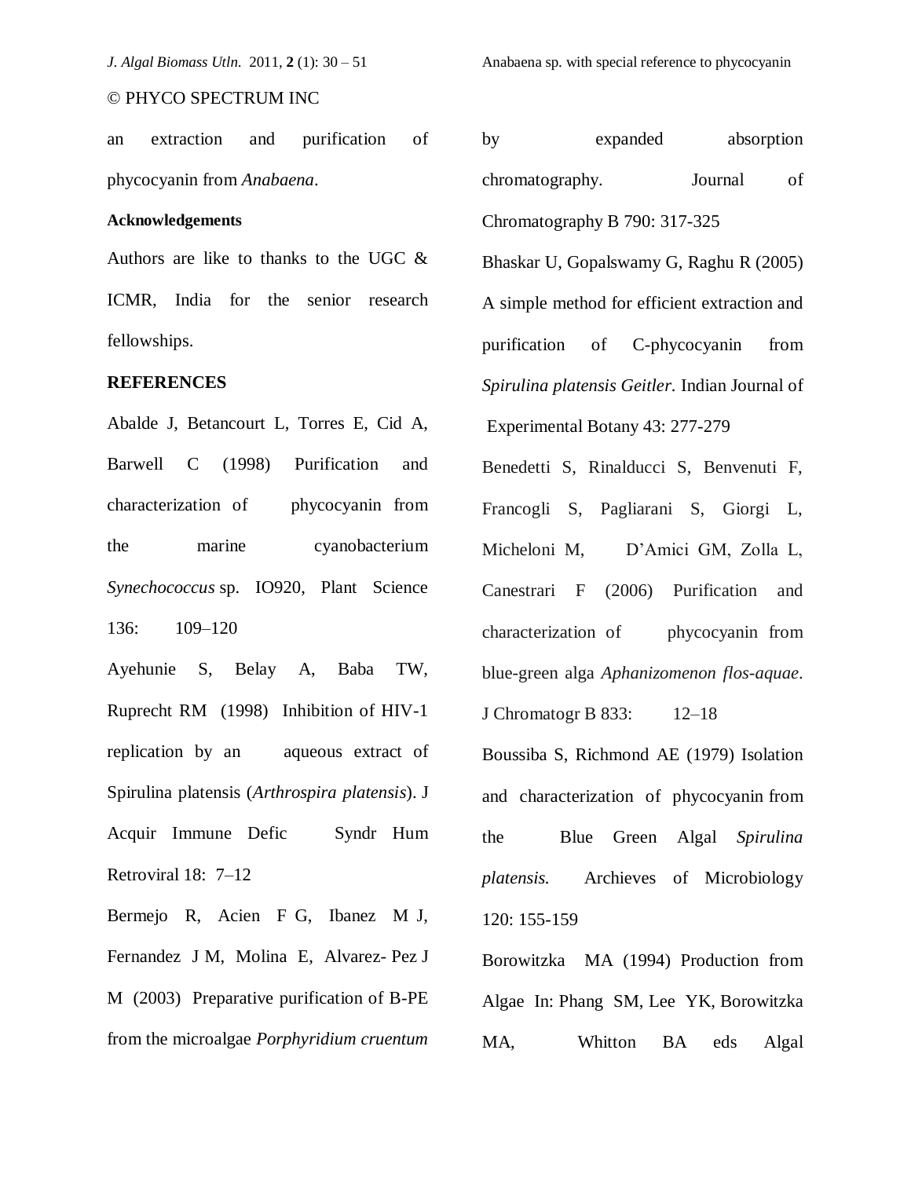an extraction and purification of phycocyanin from *Anabaena*.

**Acknowledgements**

Authors are like to thanks to the UGC & ICMR, India for the senior research fellowships.

**REFERENCES**

Abalde J, Betancourt L, Torres E, Cid A, Barwell C (1998) Purification and characterization of phycocyanin from the marine cyanobacterium *Synechococcus* sp. IO920, Plant Science 136: 109–120

Ayehunie S, Belay A, Baba TW, Ruprecht RM (1998) Inhibition of HIV-1 replication by an aqueous extract of Spirulina platensis (*Arthrospira platensis*). J Acquir Immune Defic Syndr Hum Retroviral 18: 7–12

Bermejo R, Acien F G, Ibanez M J, Fernandez J M, Molina E, Alvarez- Pez J M (2003) Preparative purification of B-PE from the microalgae *Porphyridium cruentum* by expanded absorption chromatography. Journal of Chromatography B 790: 317-325

Bhaskar U, Gopalswamy G, Raghu R (2005) A simple method for efficient extraction and purification of C-phycocyanin from *Spirulina platensis Geitler*. Indian Journal of Experimental Botany 43: 277-279

Benedetti S, Rinalducci S, Benvenuti F, Francogli S, Pagliarani S, Giorgi L, Micheloni M, D'Amici GM, Zolla L, Canestrari F (2006) Purification and characterization of phycocyanin from blue-green alga *Aphanizomenon flos-aquae*. J Chromatogr B 833: 12–18

Boussiba S, Richmond AE (1979) Isolation and characterization of phycocyanin from the Blue Green Algal *Spirulina platensis.* Archieves of Microbiology 120: 155-159

Borowitzka MA (1994) Production from Algae In: Phang SM, Lee YK, Borowitzka MA, Whitton BA eds Algal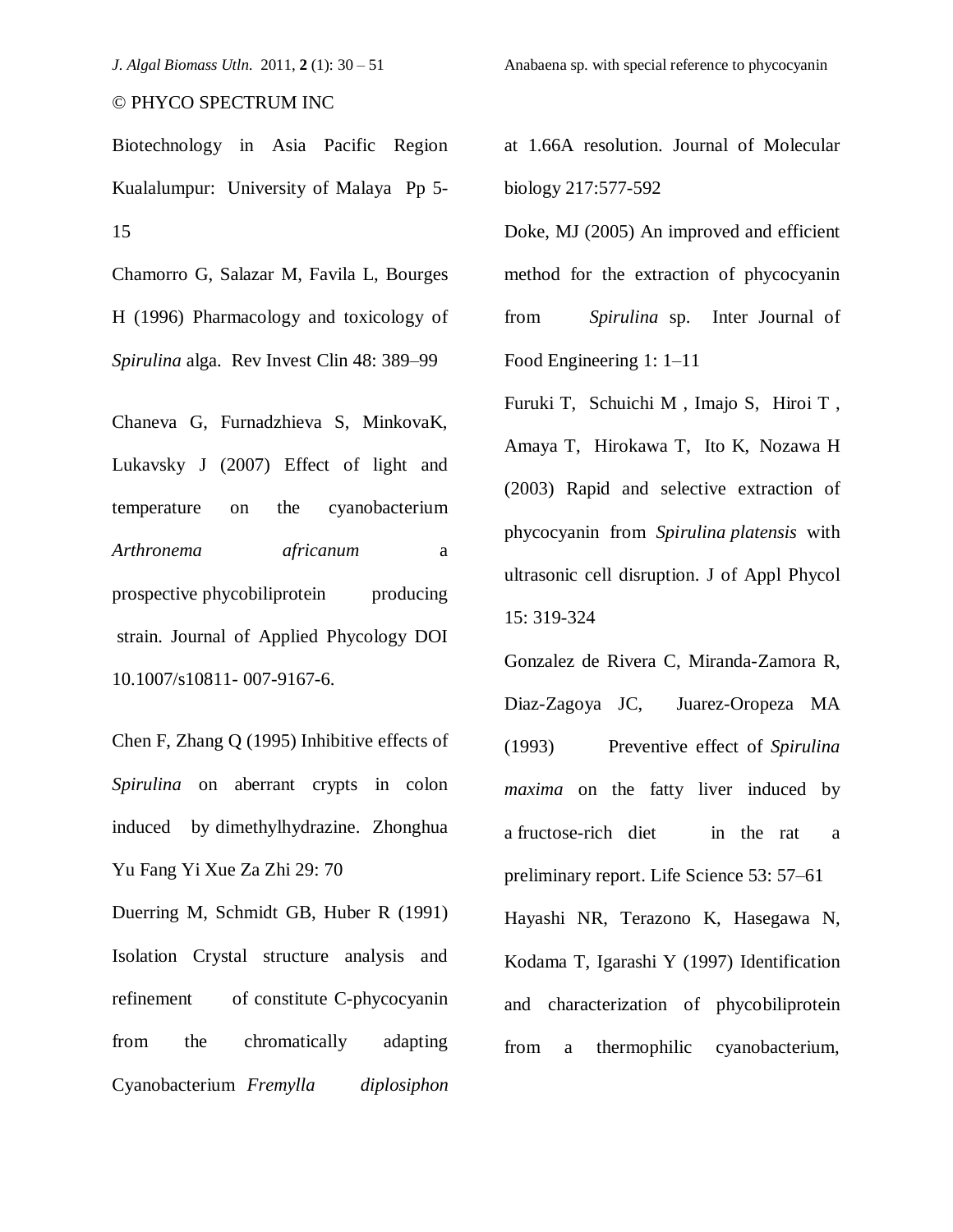Biotechnology in Asia Pacific Region Kualalumpur: University of Malaya Pp 5-15

Chamorro G, Salazar M, Favila L, Bourges H (1996) Pharmacology and toxicology of *Spirulina* alga. Rev Invest Clin 48: 389–99

Chaneva G, Furnadzhieva S, MinkovaK, Lukavsky J (2007) Effect of light and temperature on the cyanobacterium *Arthronema africanum* a prospective phycobiliprotein producing strain. Journal of Applied Phycology DOI 10.1007/s10811- 007-9167-6.

Chen F, Zhang Q (1995) Inhibitive effects of *Spirulina* on aberrant crypts in colon induced by dimethylhydrazine. Zhonghua Yu Fang Yi Xue Za Zhi 29: 70

Duerring M, Schmidt GB, Huber R (1991) Isolation Crystal structure analysis and refinement of constitute C-phycocyanin from the chromatically adapting Cyanobacterium *Fremylla diplosiphon* at 1.66A resolution. Journal of Molecular biology 217:577-592

Doke, MJ (2005) An improved and efficient method for the extraction of phycocyanin from *Spirulina* sp. Inter Journal of Food Engineering 1: 1–11

Furuki T, Schuichi M , Imajo S, Hiroi T , Amaya T, Hirokawa T, Ito K, Nozawa H (2003) Rapid and selective extraction of phycocyanin from *Spirulina platensis* with ultrasonic cell disruption. J of Appl Phycol 15: 319-324

Gonzalez de Rivera C, Miranda-Zamora R, Diaz-Zagoya JC, Juarez-Oropeza MA (1993) Preventive effect of *Spirulina maxima* on the fatty liver induced by a fructose-rich diet in the rat a preliminary report. Life Science 53: 57–61

Hayashi NR, Terazono K, Hasegawa N, Kodama T, Igarashi Y (1997) Identification and characterization of phycobiliprotein from a thermophilic cyanobacterium,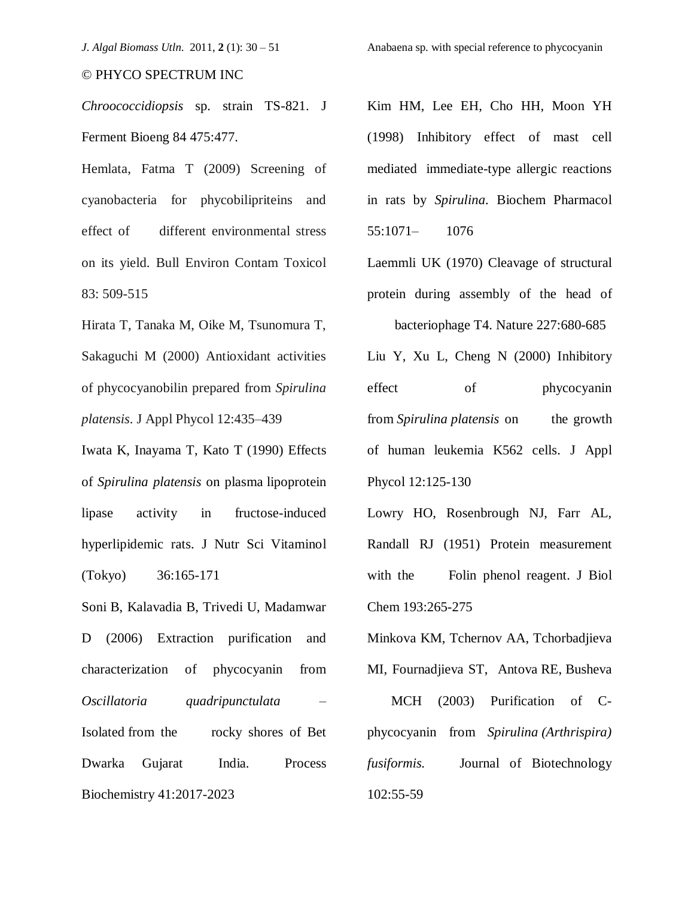*Chroococcidiopsis* sp. strain TS-821. J Ferment Bioeng 84 475:477.

Hemlata, Fatma T (2009) Screening of cyanobacteria for phycobilipriteins and effect of different environmental stress on its yield. Bull Environ Contam Toxicol 83: 509-515

Hirata T, Tanaka M, Oike M, Tsunomura T, Sakaguchi M (2000) Antioxidant activities of phycocyanobilin prepared from *Spirulina platensis*. J Appl Phycol 12:435–439

Iwata K, Inayama T, Kato T (1990) Effects of *Spirulina platensis* on plasma lipoprotein lipase activity in fructose-induced hyperlipidemic rats. J Nutr Sci Vitaminol (Tokyo) 36:165-171

Soni B, Kalavadia B, Trivedi U, Madamwar D (2006) Extraction purification and characterization of phycocyanin from *Oscillatoria quadripunctulata* – Isolated from the rocky shores of Bet Dwarka Gujarat India. Process Biochemistry 41:2017-2023

Kim HM, Lee EH, Cho HH, Moon YH (1998) Inhibitory effect of mast cell mediated immediate-type allergic reactions in rats by *Spirulina*. Biochem Pharmacol 55:1071– 1076

Laemmli UK (1970) Cleavage of structural protein during assembly of the head of bacteriophage T4. Nature 227:680-685

Liu Y, Xu L, Cheng N (2000) Inhibitory effect of phycocyanin from *Spirulina platensis* on the growth of human leukemia K562 cells. J Appl Phycol 12:125-130

Lowry HO, Rosenbrough NJ, Farr AL, Randall RJ (1951) Protein measurement with the Folin phenol reagent. J Biol Chem 193:265-275

Minkova KM, Tchernov AA, Tchorbadjieva MI, Fournadjieva ST, Antova RE, Busheva MCH (2003) Purification of C-phycocyanin from *Spirulina (Arthrispira) fusiformis.* Journal of Biotechnology 102:55-59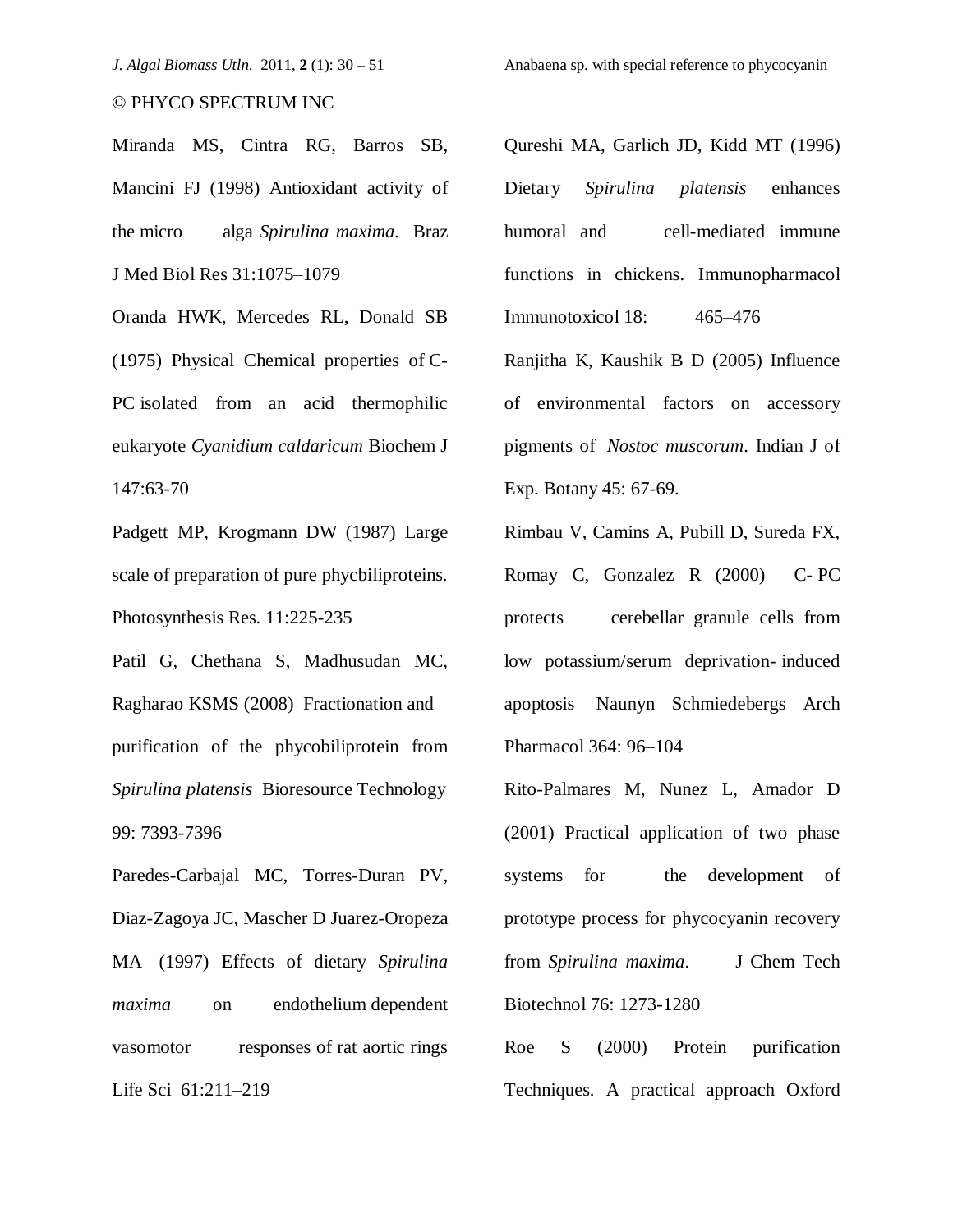Miranda MS, Cintra RG, Barros SB, Mancini FJ (1998) Antioxidant activity of the micro alga *Spirulina maxima.* Braz J Med Biol Res 31:1075–1079

Oranda HWK, Mercedes RL, Donald SB (1975) Physical Chemical properties of C-PC isolated from an acid thermophilic eukaryote *Cyanidium caldaricum* Biochem J 147:63-70

Padgett MP, Krogmann DW (1987) Large scale of preparation of pure phycbiliproteins. Photosynthesis Res. 11:225-235

Patil G, Chethana S, Madhusudan MC, Ragharao KSMS (2008) Fractionation and purification of the phycobiliprotein from *Spirulina platensis* Bioresource Technology 99: 7393-7396

Paredes-Carbajal MC, Torres-Duran PV, Diaz-Zagoya JC, Mascher D Juarez-Oropeza MA (1997) Effects of dietary *Spirulina maxima* on endothelium dependent vasomotor responses of rat aortic rings Life Sci 61:211–219

Qureshi MA, Garlich JD, Kidd MT (1996) Dietary *Spirulina platensis* enhances humoral and cell-mediated immune functions in chickens. Immunopharmacol Immunotoxicol 18: 465–476

Ranjitha K, Kaushik B D (2005) Influence of environmental factors on accessory pigments of *Nostoc muscorum*. Indian J of Exp. Botany 45: 67-69.

Rimbau V, Camins A, Pubill D, Sureda FX, Romay C, Gonzalez R (2000) C- PC protects cerebellar granule cells from low potassium/serum deprivation- induced apoptosis Naunyn Schmiedebergs Arch Pharmacol 364: 96–104

Rito-Palmares M, Nunez L, Amador D (2001) Practical application of two phase systems for the development of prototype process for phycocyanin recovery from *Spirulina maxima*. J Chem Tech Biotechnol 76: 1273-1280

Roe S (2000) Protein purification Techniques. A practical approach Oxford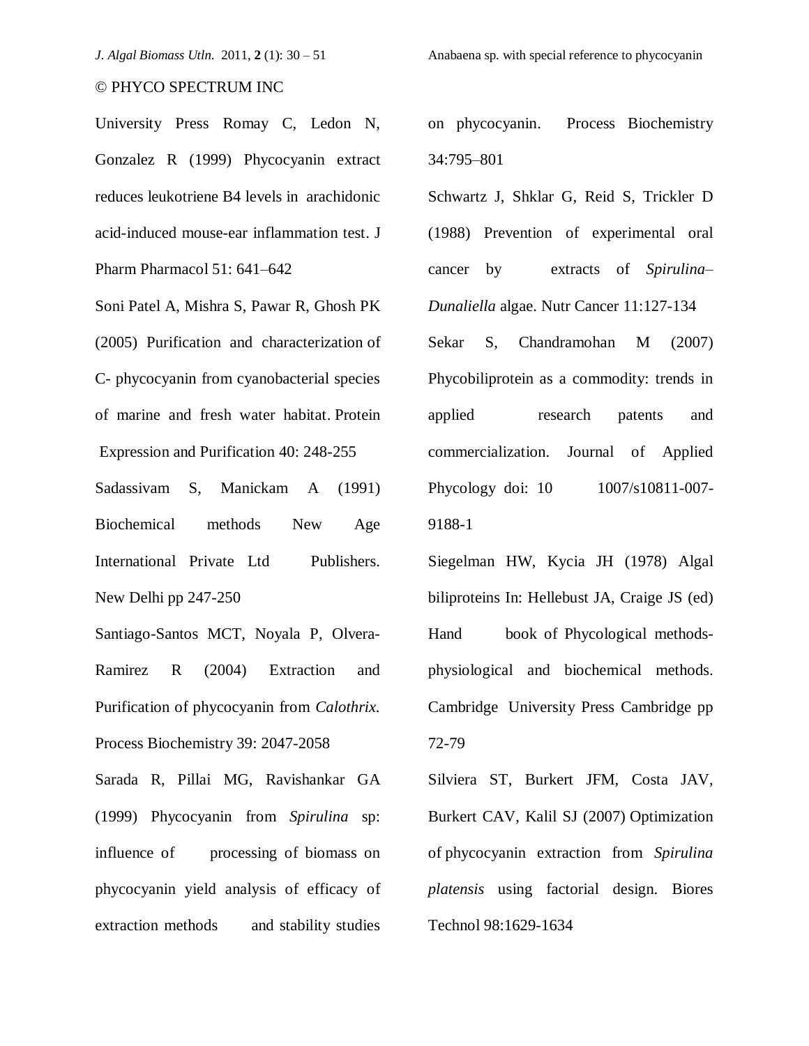University Press Romay C, Ledon N, Gonzalez R (1999) Phycocyanin extract reduces leukotriene B4 levels in arachidonic acid-induced mouse-ear inflammation test. J Pharm Pharmacol 51: 641–642

Soni Patel A, Mishra S, Pawar R, Ghosh PK (2005) Purification and characterization of C- phycocyanin from cyanobacterial species of marine and fresh water habitat. Protein Expression and Purification 40: 248-255

Sadassivam S, Manickam A (1991) Biochemical methods New Age International Private Ltd Publishers. New Delhi pp 247-250

Santiago-Santos MCT, Noyala P, Olvera-Ramirez R (2004) Extraction and Purification of phycocyanin from *Calothrix.* Process Biochemistry 39: 2047-2058

Sarada R, Pillai MG, Ravishankar GA (1999) Phycocyanin from *Spirulina* sp: influence of processing of biomass on phycocyanin yield analysis of efficacy of extraction methods and stability studies on phycocyanin. Process Biochemistry 34:795–801

Schwartz J, Shklar G, Reid S, Trickler D (1988) Prevention of experimental oral cancer by extracts of *Spirulina–Dunaliella* algae. Nutr Cancer 11:127-134

Sekar S, Chandramohan M (2007) Phycobiliprotein as a commodity: trends in applied research patents and commercialization. Journal of Applied Phycology doi: 10 1007/s10811-007-9188-1

Siegelman HW, Kycia JH (1978) Algal biliproteins In: Hellebust JA, Craige JS (ed) Hand book of Phycological methods-physiological and biochemical methods. Cambridge University Press Cambridge pp 72-79

Silviera ST, Burkert JFM, Costa JAV, Burkert CAV, Kalil SJ (2007) Optimization of phycocyanin extraction from *Spirulina platensis* using factorial design. Biores Technol 98:1629-1634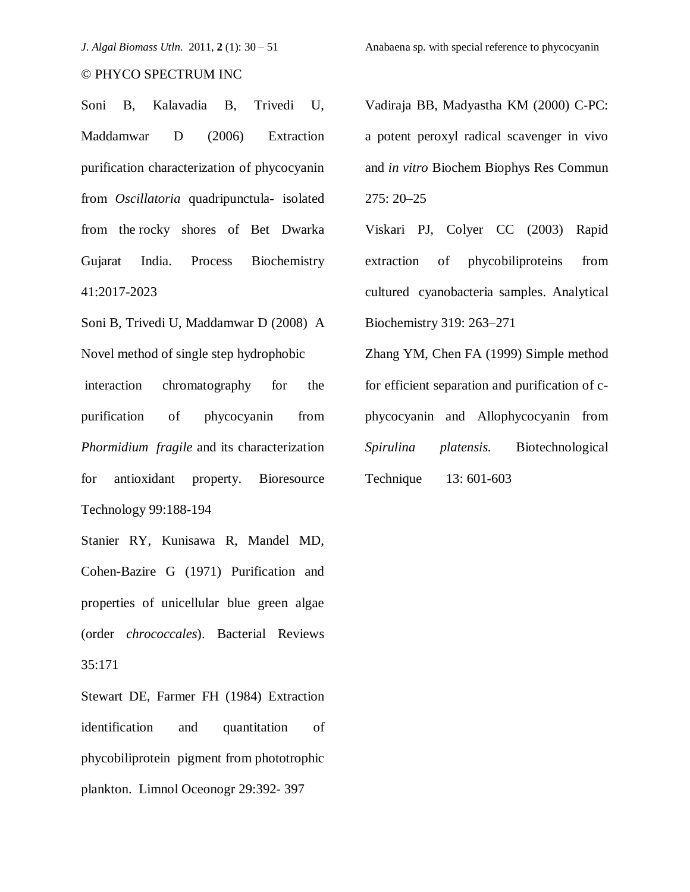Soni B, Kalavadia B, Trivedi U, Maddamwar D (2006) Extraction purification characterization of phycocyanin from *Oscillatoria* quadripunctula- isolated from the rocky shores of Bet Dwarka Gujarat India. Process Biochemistry 41:2017-2023

Soni B, Trivedi U, Maddamwar D (2008) A Novel method of single step hydrophobic interaction chromatography for the purification of phycocyanin from *Phormidium fragile* and its characterization for antioxidant property. Bioresource Technology 99:188-194

Stanier RY, Kunisawa R, Mandel MD, Cohen-Bazire G (1971) Purification and properties of unicellular blue green algae (order *chrococcales*). Bacterial Reviews 35:171

Stewart DE, Farmer FH (1984) Extraction identification and quantitation of phycobiliprotein pigment from phototrophic plankton. Limnol Oceonogr 29:392- 397

Vadiraja BB, Madyastha KM (2000) C-PC: a potent peroxyl radical scavenger in vivo and *in vitro* Biochem Biophys Res Commun 275: 20–25

Viskari PJ, Colyer CC (2003) Rapid extraction of phycobiliproteins from cultured cyanobacteria samples. Analytical Biochemistry 319: 263–271

Zhang YM, Chen FA (1999) Simple method for efficient separation and purification of c-phycocyanin and Allophycocyanin from *Spirulina platensis.* Biotechnological Technique 13: 601-603